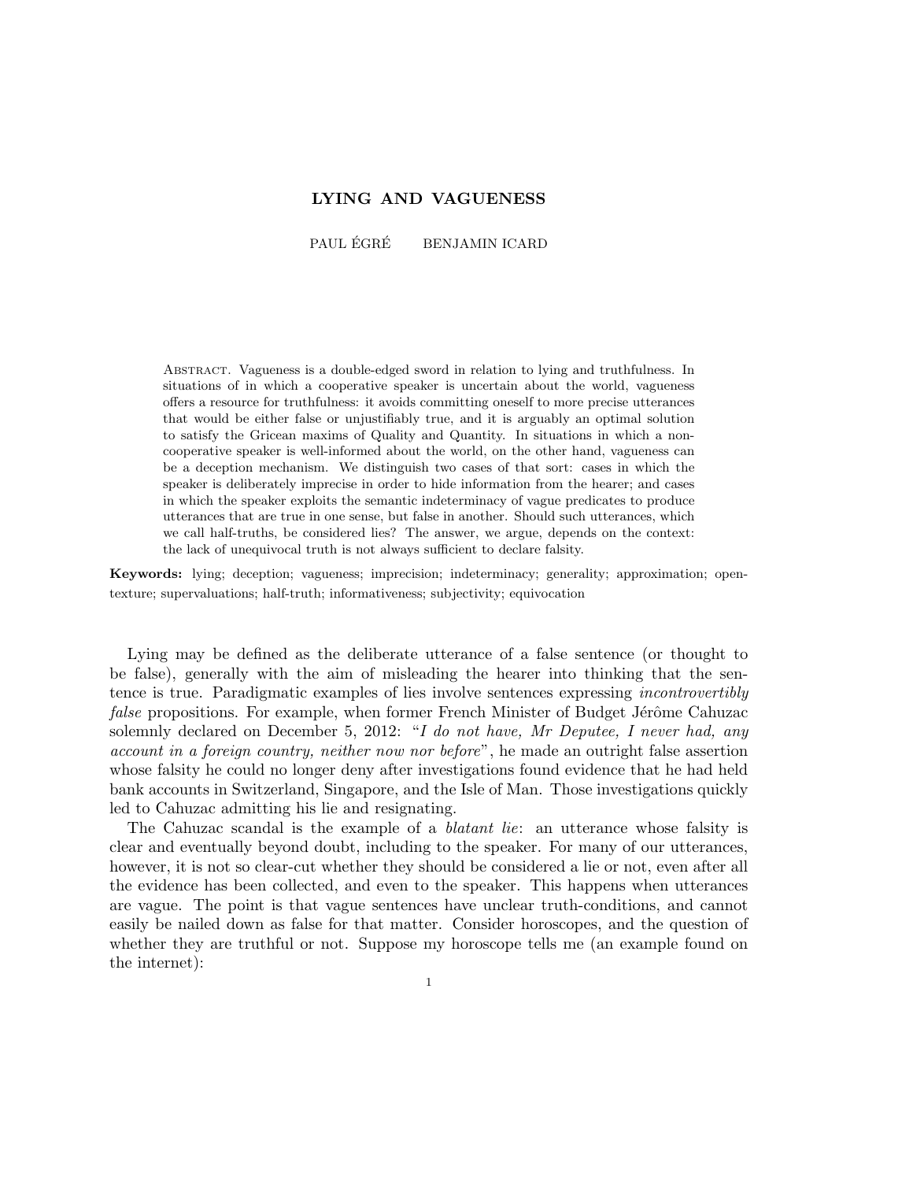# LYING AND VAGUENESS

PAUL ÉGRÉ BENJAMIN ICARD

Abstract. Vagueness is a double-edged sword in relation to lying and truthfulness. In situations of in which a cooperative speaker is uncertain about the world, vagueness offers a resource for truthfulness: it avoids committing oneself to more precise utterances that would be either false or unjustifiably true, and it is arguably an optimal solution to satisfy the Gricean maxims of Quality and Quantity. In situations in which a non-cooperative speaker is well-informed about the world, on the other hand, vagueness can be a deception mechanism. We distinguish two cases of that sort: cases in which the speaker is deliberately imprecise in order to hide information from the hearer; and cases in which the speaker exploits the semantic indeterminacy of vague predicates to produce utterances that are true in one sense, but false in another. Should such utterances, which we call half-truths, be considered lies? The answer, we argue, depends on the context: the lack of unequivocal truth is not always sufficient to declare falsity.

**Keywords:** lying; deception; vagueness; imprecision; indeterminacy; generality; approximation; open-texture; supervaluations; half-truth; informativeness; subjectivity; equivocation

Lying may be defined as the deliberate utterance of a false sentence (or thought to be false), generally with the aim of misleading the hearer into thinking that the sentence is true. Paradigmatic examples of lies involve sentences expressing *incontrovertibly false* propositions. For example, when former French Minister of Budget Jérôme Cahuzac solemnly declared on December 5, 2012: "*I do not have, Mr Deputee, I never had, any account in a foreign country, neither now nor before*", he made an outright false assertion whose falsity he could no longer deny after investigations found evidence that he had held bank accounts in Switzerland, Singapore, and the Isle of Man. Those investigations quickly led to Cahuzac admitting his lie and resignating.

The Cahuzac scandal is the example of a *blatant lie*: an utterance whose falsity is clear and eventually beyond doubt, including to the speaker. For many of our utterances, however, it is not so clear-cut whether they should be considered a lie or not, even after all the evidence has been collected, and even to the speaker. This happens when utterances are vague. The point is that vague sentences have unclear truth-conditions, and cannot easily be nailed down as false for that matter. Consider horoscopes, and the question of whether they are truthful or not. Suppose my horoscope tells me (an example found on the internet):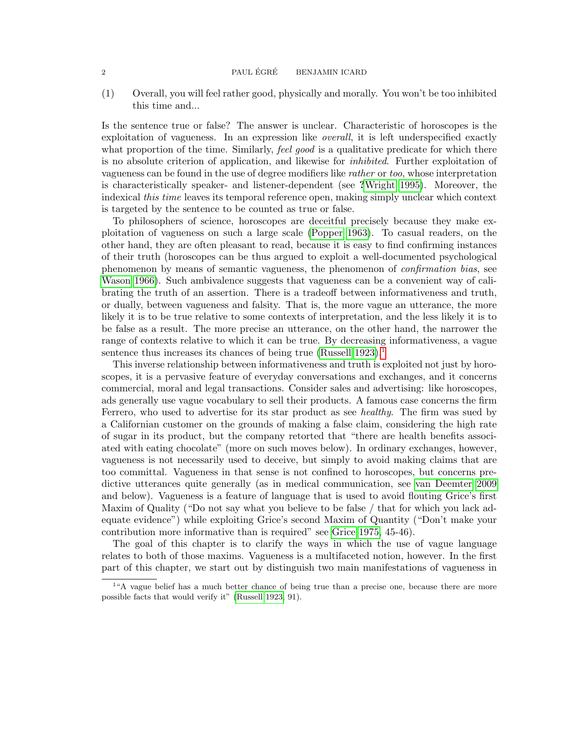(1) Overall, you will feel rather good, physically and morally. You won't be too inhibited this time and...

Is the sentence true or false? The answer is unclear. Characteristic of horoscopes is the exploitation of vagueness. In an expression like *overall*, it is left underspecified exactly what proportion of the time. Similarly, *feel good* is a qualitative predicate for which there is no absolute criterion of application, and likewise for *inhibited*. Further exploitation of vagueness can be found in the use of degree modifiers like *rather* or *too*, whose interpretation is characteristically speaker- and listener-dependent (see ?Wright 1995). Moreover, the indexical *this time* leaves its temporal reference open, making simply unclear which context is targeted by the sentence to be counted as true or false.

To philosophers of science, horoscopes are deceitful precisely because they make exploitation of vagueness on such a large scale (Popper 1963). To casual readers, on the other hand, they are often pleasant to read, because it is easy to find confirming instances of their truth (horoscopes can be thus argued to exploit a well-documented psychological phenomenon by means of semantic vagueness, the phenomenon of *confirmation bias*, see Wason 1966). Such ambivalence suggests that vagueness can be a convenient way of calibrating the truth of an assertion. There is a tradeoff between informativeness and truth, or dually, between vagueness and falsity. That is, the more vague an utterance, the more likely it is to be true relative to some contexts of interpretation, and the less likely it is to be false as a result. The more precise an utterance, on the other hand, the narrower the range of contexts relative to which it can be true. By decreasing informativeness, a vague sentence thus increases its chances of being true (Russell 1923).[1]

This inverse relationship between informativeness and truth is exploited not just by horoscopes, it is a pervasive feature of everyday conversations and exchanges, and it concerns commercial, moral and legal transactions. Consider sales and advertising: like horoscopes, ads generally use vague vocabulary to sell their products. A famous case concerns the firm Ferrero, who used to advertise for its star product as see *healthy*. The firm was sued by a Californian customer on the grounds of making a false claim, considering the high rate of sugar in its product, but the company retorted that "there are health benefits associated with eating chocolate" (more on such moves below). In ordinary exchanges, however, vagueness is not necessarily used to deceive, but simply to avoid making claims that are too committal. Vagueness in that sense is not confined to horoscopes, but concerns predictive utterances quite generally (as in medical communication, see van Deemter 2009 and below). Vagueness is a feature of language that is used to avoid flouting Grice's first Maxim of Quality ("Do not say what you believe to be false / that for which you lack adequate evidence") while exploiting Grice's second Maxim of Quantity ("Don't make your contribution more informative than is required" see Grice 1975, 45-46).

The goal of this chapter is to clarify the ways in which the use of vague language relates to both of those maxims. Vagueness is a multifaceted notion, however. In the first part of this chapter, we start out by distinguish two main manifestations of vagueness in

[1] "A vague belief has a much better chance of being true than a precise one, because there are more possible facts that would verify it" (Russell 1923, 91).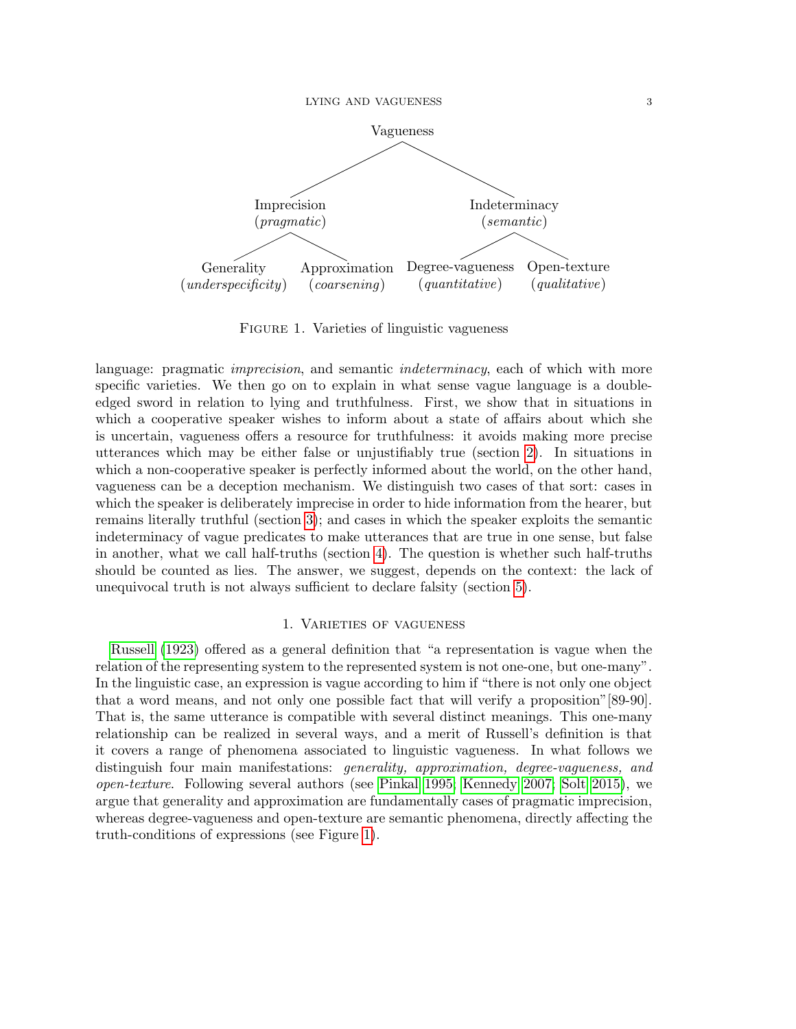Vagueness
- Imprecision (*pragmatic*)
  - Generality (*underspecificity*)
  - Approximation (*coarsening*)
- Indeterminacy (*semantic*)
  - Degree-vagueness (*quantitative*)
  - Open-texture (*qualitative*)

Figure 1. Varieties of linguistic vagueness

language: pragmatic *imprecision*, and semantic *indeterminacy*, each of which with more specific varieties. We then go on to explain in what sense vague language is a double-edged sword in relation to lying and truthfulness. First, we show that in situations in which a cooperative speaker wishes to inform about a state of affairs about which she is uncertain, vagueness offers a resource for truthfulness: it avoids making more precise utterances which may be either false or unjustifiably true (section 2). In situations in which a non-cooperative speaker is perfectly informed about the world, on the other hand, vagueness can be a deception mechanism. We distinguish two cases of that sort: cases in which the speaker is deliberately imprecise in order to hide information from the hearer, but remains literally truthful (section 3); and cases in which the speaker exploits the semantic indeterminacy of vague predicates to make utterances that are true in one sense, but false in another, what we call half-truths (section 4). The question is whether such half-truths should be counted as lies. The answer, we suggest, depends on the context: the lack of unequivocal truth is not always sufficient to declare falsity (section 5).

## 1. Varieties of vagueness

Russell (1923) offered as a general definition that "a representation is vague when the relation of the representing system to the represented system is not one-one, but one-many". In the linguistic case, an expression is vague according to him if "there is not only one object that a word means, and not only one possible fact that will verify a proposition"[89-90]. That is, the same utterance is compatible with several distinct meanings. This one-many relationship can be realized in several ways, and a merit of Russell's definition is that it covers a range of phenomena associated to linguistic vagueness. In what follows we distinguish four main manifestations: *generality, approximation, degree-vagueness, and open-texture*. Following several authors (see Pinkal 1995; Kennedy 2007; Solt 2015), we argue that generality and approximation are fundamentally cases of pragmatic imprecision, whereas degree-vagueness and open-texture are semantic phenomena, directly affecting the truth-conditions of expressions (see Figure 1).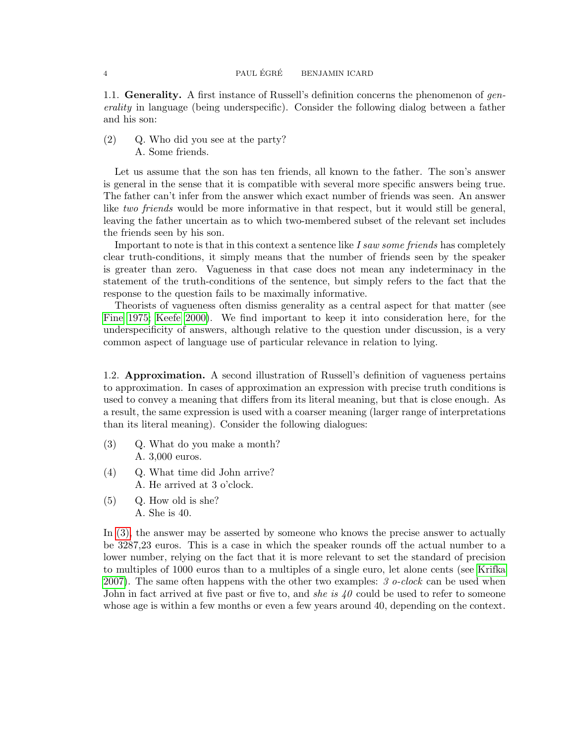### 1.1. Generality.

A first instance of Russell's definition concerns the phenomenon of *generality* in language (being underspecific). Consider the following dialog between a father and his son:

(2) Q. Who did you see at the party?
A. Some friends.

Let us assume that the son has ten friends, all known to the father. The son's answer is general in the sense that it is compatible with several more specific answers being true. The father can't infer from the answer which exact number of friends was seen. An answer like *two friends* would be more informative in that respect, but it would still be general, leaving the father uncertain as to which two-membered subset of the relevant set includes the friends seen by his son.

Important to note is that in this context a sentence like *I saw some friends* has completely clear truth-conditions, it simply means that the number of friends seen by the speaker is greater than zero. Vagueness in that case does not mean any indeterminacy in the statement of the truth-conditions of the sentence, but simply refers to the fact that the response to the question fails to be maximally informative.

Theorists of vagueness often dismiss generality as a central aspect for that matter (see Fine 1975; Keefe 2000). We find important to keep it into consideration here, for the underspecificity of answers, although relative to the question under discussion, is a very common aspect of language use of particular relevance in relation to lying.

### 1.2. Approximation.

A second illustration of Russell's definition of vagueness pertains to approximation. In cases of approximation an expression with precise truth conditions is used to convey a meaning that differs from its literal meaning, but that is close enough. As a result, the same expression is used with a coarser meaning (larger range of interpretations than its literal meaning). Consider the following dialogues:

(3) Q. What do you make a month?
A. 3,000 euros.

(4) Q. What time did John arrive?
A. He arrived at 3 o'clock.

(5) Q. How old is she?
A. She is 40.

In (3), the answer may be asserted by someone who knows the precise answer to actually be 3287,23 euros. This is a case in which the speaker rounds off the actual number to a lower number, relying on the fact that it is more relevant to set the standard of precision to multiples of 1000 euros than to a multiples of a single euro, let alone cents (see Krifka 2007). The same often happens with the other two examples: *3 o-clock* can be used when John in fact arrived at five past or five to, and *she is 40* could be used to refer to someone whose age is within a few months or even a few years around 40, depending on the context.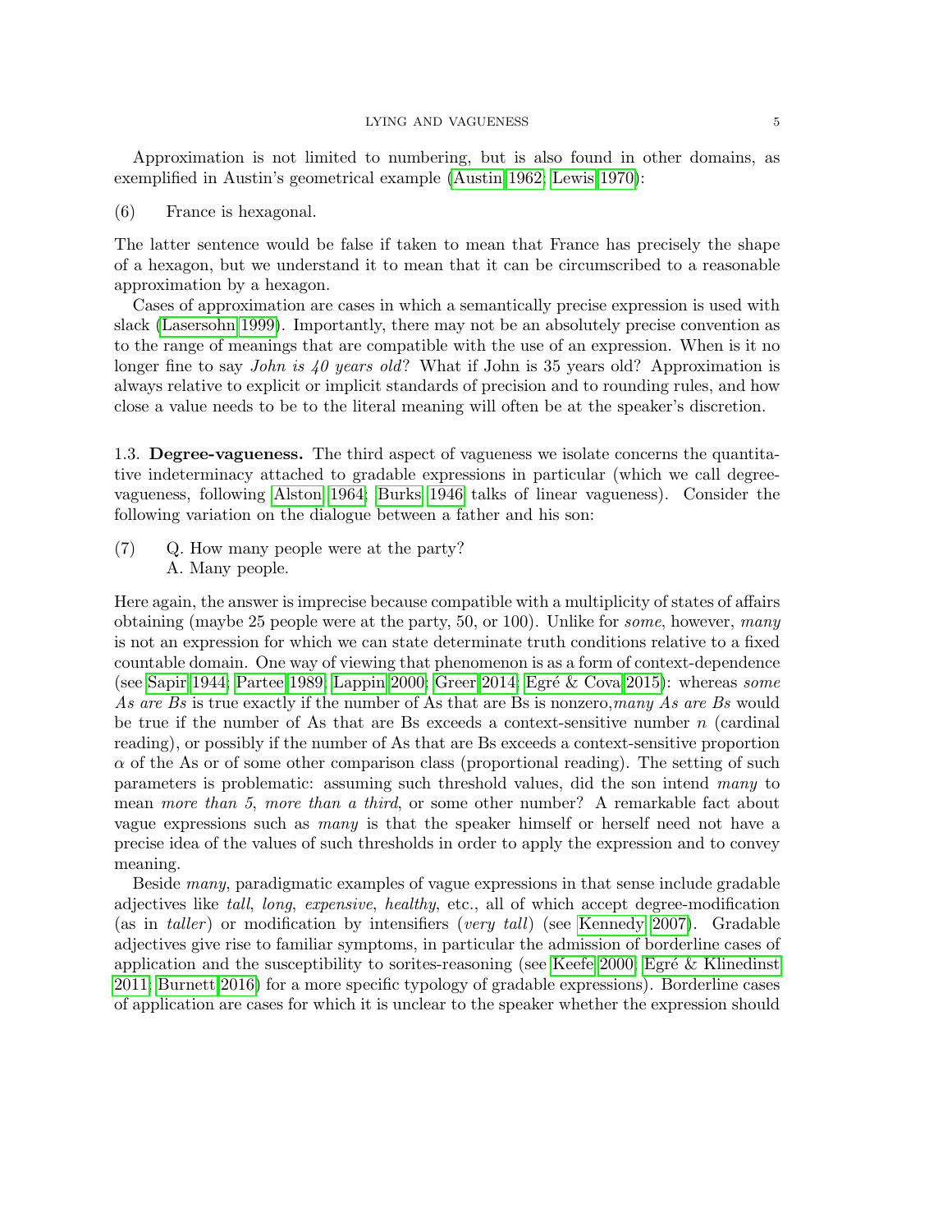Approximation is not limited to numbering, but is also found in other domains, as exemplified in Austin's geometrical example (Austin 1962; Lewis 1970):

(6) France is hexagonal.

The latter sentence would be false if taken to mean that France has precisely the shape of a hexagon, but we understand it to mean that it can be circumscribed to a reasonable approximation by a hexagon.

Cases of approximation are cases in which a semantically precise expression is used with slack (Lasersohn 1999). Importantly, there may not be an absolutely precise convention as to the range of meanings that are compatible with the use of an expression. When is it no longer fine to say *John is 40 years old*? What if John is 35 years old? Approximation is always relative to explicit or implicit standards of precision and to rounding rules, and how close a value needs to be to the literal meaning will often be at the speaker's discretion.

### 1.3. Degree-vagueness.

The third aspect of vagueness we isolate concerns the quantitative indeterminacy attached to gradable expressions in particular (which we call degree-vagueness, following Alston 1964; Burks 1946 talks of linear vagueness). Consider the following variation on the dialogue between a father and his son:

(7) Q. How many people were at the party?
A. Many people.

Here again, the answer is imprecise because compatible with a multiplicity of states of affairs obtaining (maybe 25 people were at the party, 50, or 100). Unlike for *some*, however, *many* is not an expression for which we can state determinate truth conditions relative to a fixed countable domain. One way of viewing that phenomenon is as a form of context-dependence (see Sapir 1944; Partee 1989; Lappin 2000; Greer 2014; Egré & Cova 2015): whereas *some As are Bs* is true exactly if the number of As that are Bs is nonzero,*many As are Bs* would be true if the number of As that are Bs exceeds a context-sensitive number $n$ (cardinal reading), or possibly if the number of As that are Bs exceeds a context-sensitive proportion $\alpha$ of the As or of some other comparison class (proportional reading). The setting of such parameters is problematic: assuming such threshold values, did the son intend *many* to mean *more than 5*, *more than a third*, or some other number? A remarkable fact about vague expressions such as *many* is that the speaker himself or herself need not have a precise idea of the values of such thresholds in order to apply the expression and to convey meaning.

Beside *many*, paradigmatic examples of vague expressions in that sense include gradable adjectives like *tall*, *long*, *expensive*, *healthy*, etc., all of which accept degree-modification (as in *taller*) or modification by intensifiers (*very tall*) (see Kennedy 2007). Gradable adjectives give rise to familiar symptoms, in particular the admission of borderline cases of application and the susceptibility to sorites-reasoning (see Keefe 2000; Egré & Klinedinst 2011; Burnett 2016) for a more specific typology of gradable expressions). Borderline cases of application are cases for which it is unclear to the speaker whether the expression should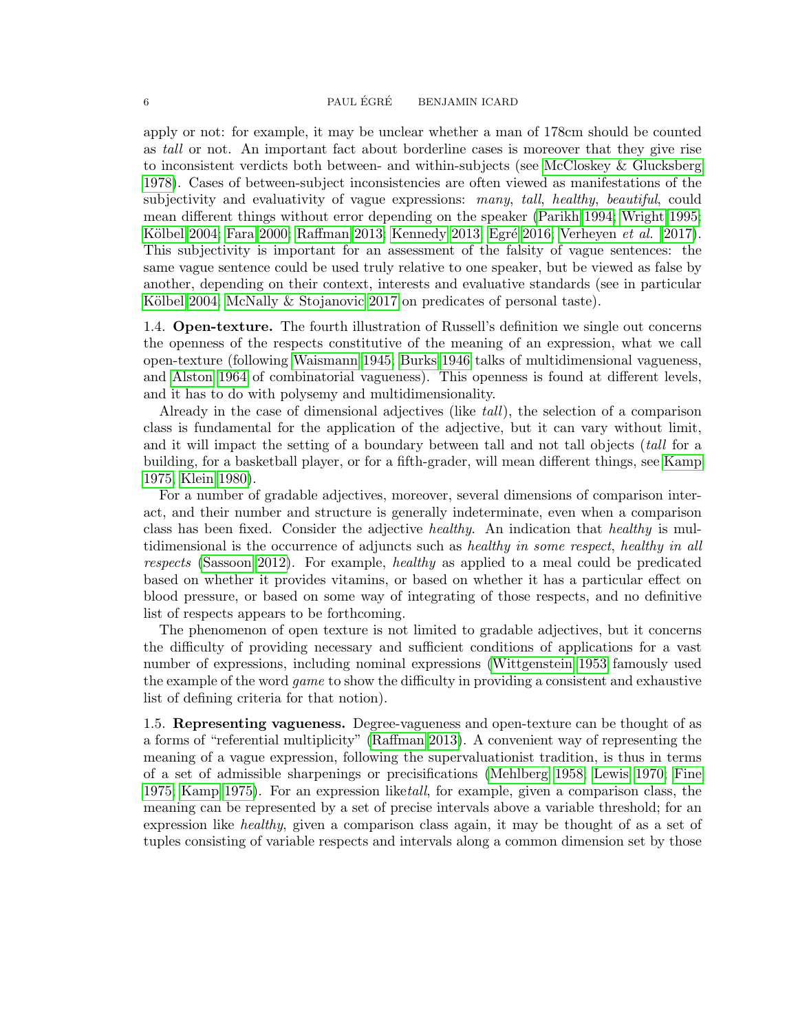apply or not: for example, it may be unclear whether a man of 178cm should be counted as *tall* or not. An important fact about borderline cases is moreover that they give rise to inconsistent verdicts both between- and within-subjects (see McCloskey & Glucksberg 1978). Cases of between-subject inconsistencies are often viewed as manifestations of the subjectivity and evaluativity of vague expressions: *many*, *tall*, *healthy*, *beautiful*, could mean different things without error depending on the speaker (Parikh 1994; Wright 1995; Kölbel 2004; Fara 2000; Raffman 2013; Kennedy 2013; Egré 2016; Verheyen *et al.* (2017). This subjectivity is important for an assessment of the falsity of vague sentences: the same vague sentence could be used truly relative to one speaker, but be viewed as false by another, depending on their context, interests and evaluative standards (see in particular Kölbel 2004; McNally & Stojanovic 2017 on predicates of personal taste).

**1.4. Open-texture.** The fourth illustration of Russell's definition we single out concerns the openness of the respects constitutive of the meaning of an expression, what we call open-texture (following Waismann 1945; Burks 1946 talks of multidimensional vagueness, and Alston 1964 of combinatorial vagueness). This openness is found at different levels, and it has to do with polysemy and multidimensionality.

Already in the case of dimensional adjectives (like *tall*), the selection of a comparison class is fundamental for the application of the adjective, but it can vary without limit, and it will impact the setting of a boundary between tall and not tall objects (*tall* for a building, for a basketball player, or for a fifth-grader, will mean different things, see Kamp 1975; Klein 1980).

For a number of gradable adjectives, moreover, several dimensions of comparison interact, and their number and structure is generally indeterminate, even when a comparison class has been fixed. Consider the adjective *healthy*. An indication that *healthy* is multidimensional is the occurrence of adjuncts such as *healthy in some respect*, *healthy in all respects* (Sassoon 2012). For example, *healthy* as applied to a meal could be predicated based on whether it provides vitamins, or based on whether it has a particular effect on blood pressure, or based on some way of integrating of those respects, and no definitive list of respects appears to be forthcoming.

The phenomenon of open texture is not limited to gradable adjectives, but it concerns the difficulty of providing necessary and sufficient conditions of applications for a vast number of expressions, including nominal expressions (Wittgenstein 1953 famously used the example of the word *game* to show the difficulty in providing a consistent and exhaustive list of defining criteria for that notion).

**1.5. Representing vagueness.** Degree-vagueness and open-texture can be thought of as a forms of "referential multiplicity" (Raffman 2013). A convenient way of representing the meaning of a vague expression, following the supervaluationist tradition, is thus in terms of a set of admissible sharpenings or precisifications (Mehlberg 1958; Lewis 1970; Fine 1975; Kamp 1975). For an expression like*tall*, for example, given a comparison class, the meaning can be represented by a set of precise intervals above a variable threshold; for an expression like *healthy*, given a comparison class again, it may be thought of as a set of tuples consisting of variable respects and intervals along a common dimension set by those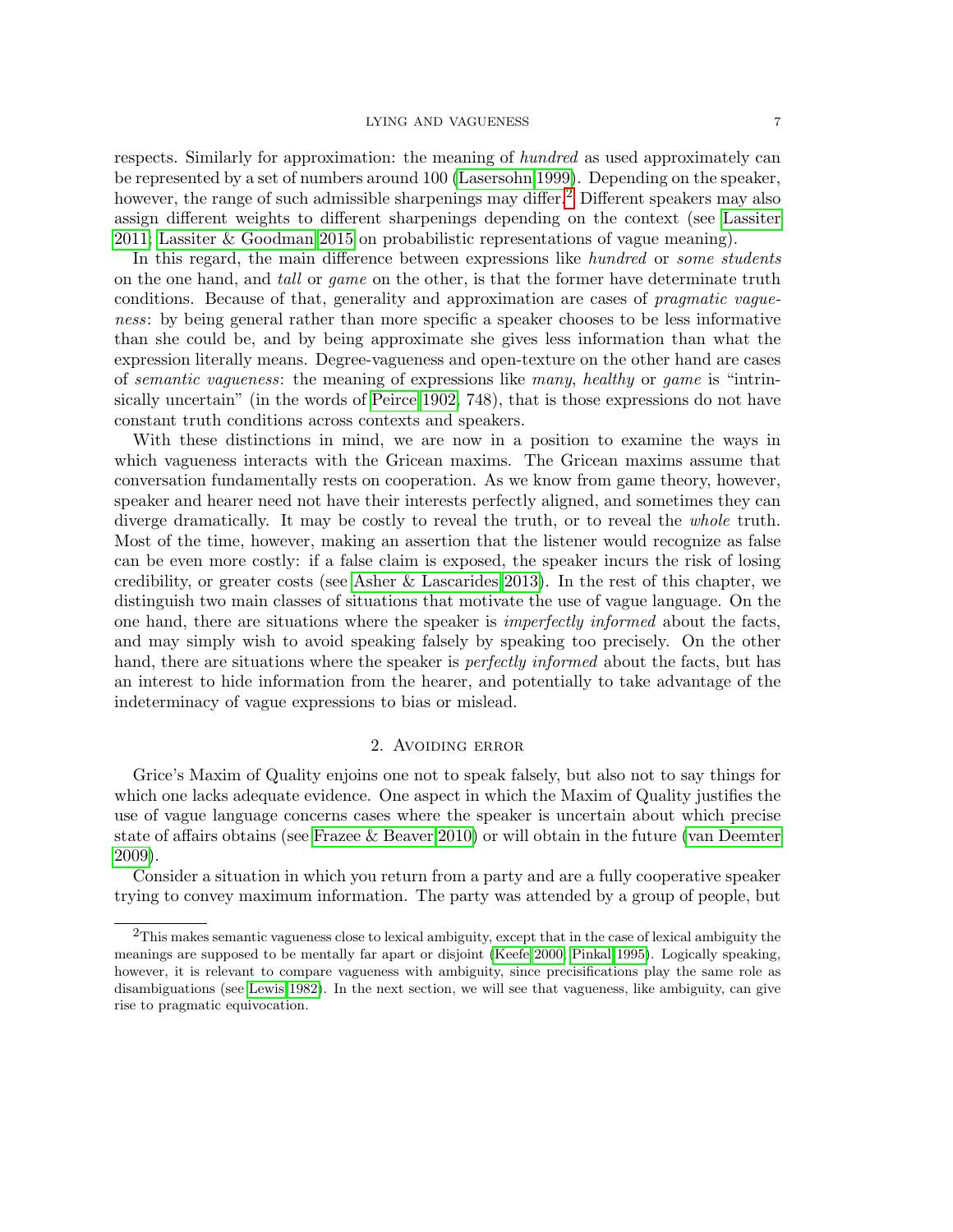respects. Similarly for approximation: the meaning of *hundred* as used approximately can be represented by a set of numbers around 100 (Lasersohn 1999). Depending on the speaker, however, the range of such admissible sharpenings may differ.[2] Different speakers may also assign different weights to different sharpenings depending on the context (see Lassiter 2011; Lassiter & Goodman 2015 on probabilistic representations of vague meaning).

In this regard, the main difference between expressions like *hundred* or *some students* on the one hand, and *tall* or *game* on the other, is that the former have determinate truth conditions. Because of that, generality and approximation are cases of *pragmatic vagueness*: by being general rather than more specific a speaker chooses to be less informative than she could be, and by being approximate she gives less information than what the expression literally means. Degree-vagueness and open-texture on the other hand are cases of *semantic vagueness*: the meaning of expressions like *many*, *healthy* or *game* is "intrinsically uncertain" (in the words of Peirce 1902, 748), that is those expressions do not have constant truth conditions across contexts and speakers.

With these distinctions in mind, we are now in a position to examine the ways in which vagueness interacts with the Gricean maxims. The Gricean maxims assume that conversation fundamentally rests on cooperation. As we know from game theory, however, speaker and hearer need not have their interests perfectly aligned, and sometimes they can diverge dramatically. It may be costly to reveal the truth, or to reveal the *whole* truth. Most of the time, however, making an assertion that the listener would recognize as false can be even more costly: if a false claim is exposed, the speaker incurs the risk of losing credibility, or greater costs (see Asher & Lascarides 2013). In the rest of this chapter, we distinguish two main classes of situations that motivate the use of vague language. On the one hand, there are situations where the speaker is *imperfectly informed* about the facts, and may simply wish to avoid speaking falsely by speaking too precisely. On the other hand, there are situations where the speaker is *perfectly informed* about the facts, but has an interest to hide information from the hearer, and potentially to take advantage of the indeterminacy of vague expressions to bias or mislead.

## 2. Avoiding error

Grice's Maxim of Quality enjoins one not to speak falsely, but also not to say things for which one lacks adequate evidence. One aspect in which the Maxim of Quality justifies the use of vague language concerns cases where the speaker is uncertain about which precise state of affairs obtains (see Frazee & Beaver 2010) or will obtain in the future (van Deemter 2009).

Consider a situation in which you return from a party and are a fully cooperative speaker trying to convey maximum information. The party was attended by a group of people, but

[2] This makes semantic vagueness close to lexical ambiguity, except that in the case of lexical ambiguity the meanings are supposed to be mentally far apart or disjoint (Keefe 2000; Pinkal 1995). Logically speaking, however, it is relevant to compare vagueness with ambiguity, since precisifications play the same role as disambiguations (see Lewis 1982). In the next section, we will see that vagueness, like ambiguity, can give rise to pragmatic equivocation.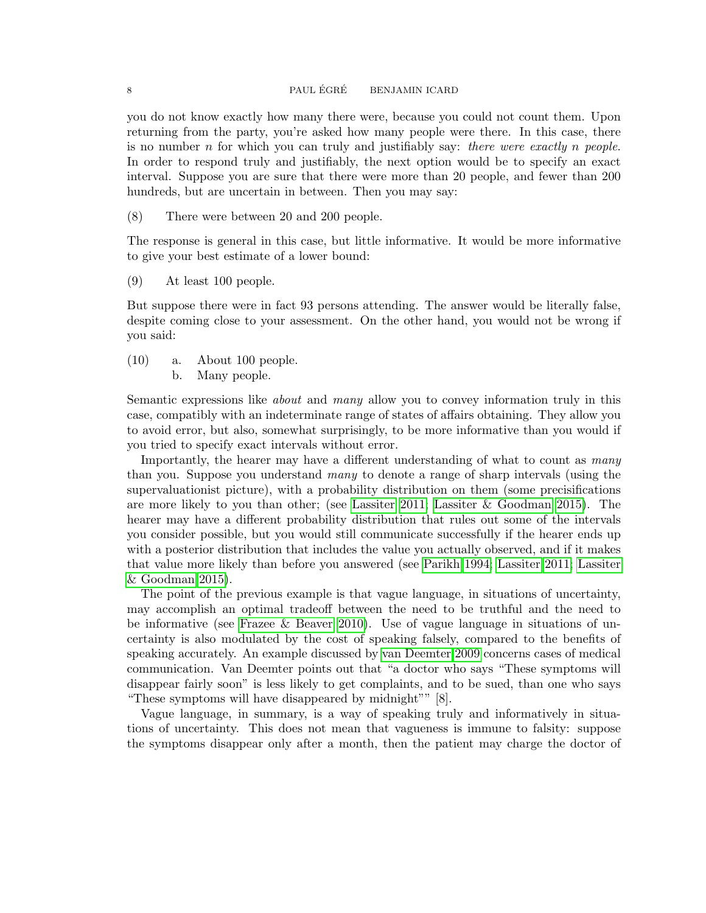you do not know exactly how many there were, because you could not count them. Upon returning from the party, you're asked how many people were there. In this case, there is no number $n$ for which you can truly and justifiably say: *there were exactly n people.* In order to respond truly and justifiably, the next option would be to specify an exact interval. Suppose you are sure that there were more than 20 people, and fewer than 200 hundreds, but are uncertain in between. Then you may say:

(8) There were between 20 and 200 people.

The response is general in this case, but little informative. It would be more informative to give your best estimate of a lower bound:

(9) At least 100 people.

But suppose there were in fact 93 persons attending. The answer would be literally false, despite coming close to your assessment. On the other hand, you would not be wrong if you said:

(10) a. About 100 people.
b. Many people.

Semantic expressions like *about* and *many* allow you to convey information truly in this case, compatibly with an indeterminate range of states of affairs obtaining. They allow you to avoid error, but also, somewhat surprisingly, to be more informative than you would if you tried to specify exact intervals without error.

Importantly, the hearer may have a different understanding of what to count as *many* than you. Suppose you understand *many* to denote a range of sharp intervals (using the supervaluationist picture), with a probability distribution on them (some precisifications are more likely to you than other; (see Lassiter 2011; Lassiter & Goodman 2015). The hearer may have a different probability distribution that rules out some of the intervals you consider possible, but you would still communicate successfully if the hearer ends up with a posterior distribution that includes the value you actually observed, and if it makes that value more likely than before you answered (see Parikh 1994; Lassiter 2011; Lassiter & Goodman 2015).

The point of the previous example is that vague language, in situations of uncertainty, may accomplish an optimal tradeoff between the need to be truthful and the need to be informative (see Frazee & Beaver 2010). Use of vague language in situations of uncertainty is also modulated by the cost of speaking falsely, compared to the benefits of speaking accurately. An example discussed by van Deemter 2009 concerns cases of medical communication. Van Deemter points out that "a doctor who says "These symptoms will disappear fairly soon" is less likely to get complaints, and to be sued, than one who says "These symptoms will have disappeared by midnight"" [8].

Vague language, in summary, is a way of speaking truly and informatively in situations of uncertainty. This does not mean that vagueness is immune to falsity: suppose the symptoms disappear only after a month, then the patient may charge the doctor of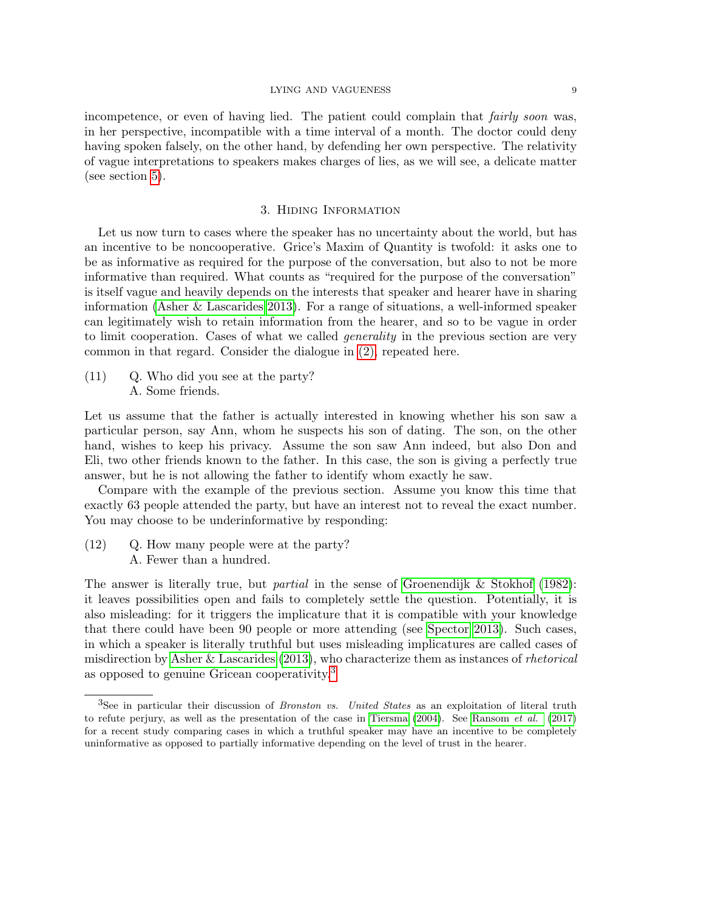incompetence, or even of having lied. The patient could complain that *fairly soon* was, in her perspective, incompatible with a time interval of a month. The doctor could deny having spoken falsely, on the other hand, by defending her own perspective. The relativity of vague interpretations to speakers makes charges of lies, as we will see, a delicate matter (see section 5).

## 3. Hiding Information

Let us now turn to cases where the speaker has no uncertainty about the world, but has an incentive to be noncooperative. Grice's Maxim of Quantity is twofold: it asks one to be as informative as required for the purpose of the conversation, but also to not be more informative than required. What counts as "required for the purpose of the conversation" is itself vague and heavily depends on the interests that speaker and hearer have in sharing information (Asher & Lascarides 2013). For a range of situations, a well-informed speaker can legitimately wish to retain information from the hearer, and so to be vague in order to limit cooperation. Cases of what we called *generality* in the previous section are very common in that regard. Consider the dialogue in (2), repeated here.

(11) Q. Who did you see at the party?
A. Some friends.

Let us assume that the father is actually interested in knowing whether his son saw a particular person, say Ann, whom he suspects his son of dating. The son, on the other hand, wishes to keep his privacy. Assume the son saw Ann indeed, but also Don and Eli, two other friends known to the father. In this case, the son is giving a perfectly true answer, but he is not allowing the father to identify whom exactly he saw.

Compare with the example of the previous section. Assume you know this time that exactly 63 people attended the party, but have an interest not to reveal the exact number. You may choose to be underinformative by responding:

(12) Q. How many people were at the party?
A. Fewer than a hundred.

The answer is literally true, but *partial* in the sense of Groenendijk & Stokhof (1982): it leaves possibilities open and fails to completely settle the question. Potentially, it is also misleading: for it triggers the implicature that it is compatible with your knowledge that there could have been 90 people or more attending (see Spector 2013). Such cases, in which a speaker is literally truthful but uses misleading implicatures are called cases of misdirection by Asher & Lascarides (2013), who characterize them as instances of *rhetorical* as opposed to genuine Gricean cooperativity.[3]

[3] See in particular their discussion of *Bronston vs. United States* as an exploitation of literal truth to refute perjury, as well as the presentation of the case in Tiersma (2004). See Ransom *et al.* (2017) for a recent study comparing cases in which a truthful speaker may have an incentive to be completely uninformative as opposed to partially informative depending on the level of trust in the hearer.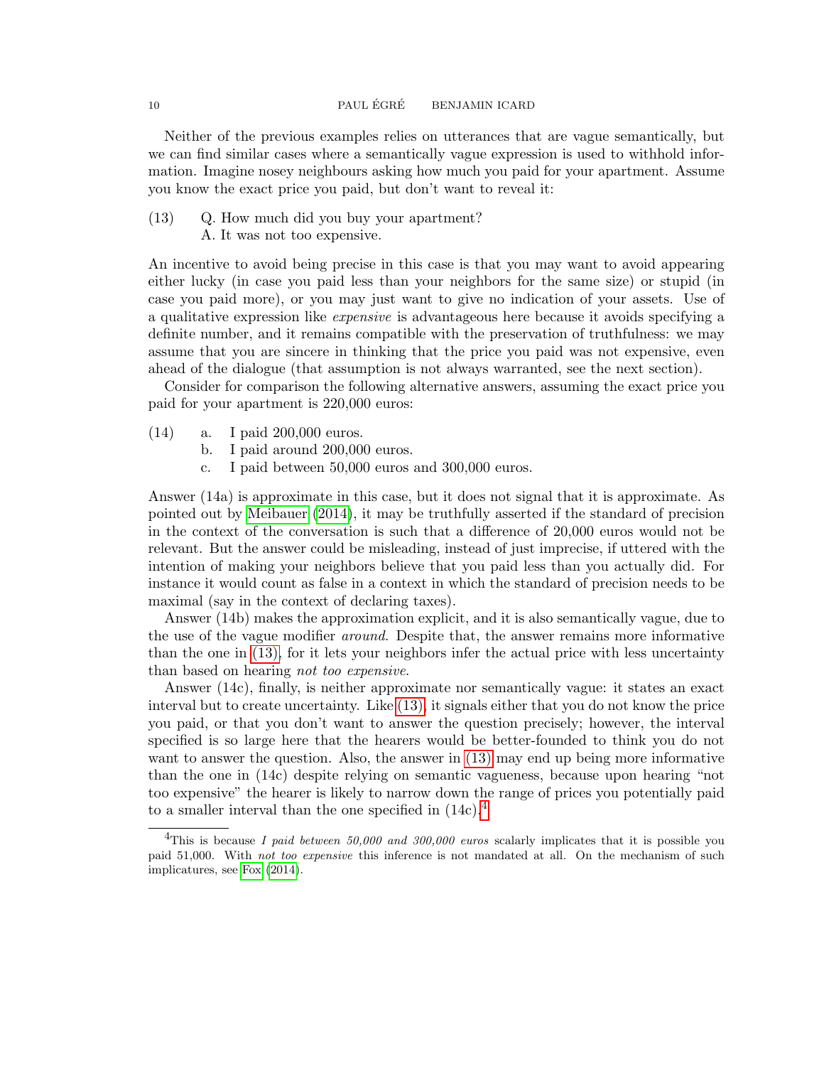Neither of the previous examples relies on utterances that are vague semantically, but we can find similar cases where a semantically vague expression is used to withhold information. Imagine nosey neighbours asking how much you paid for your apartment. Assume you know the exact price you paid, but don't want to reveal it:

(13) Q. How much did you buy your apartment?
A. It was not too expensive.

An incentive to avoid being precise in this case is that you may want to avoid appearing either lucky (in case you paid less than your neighbors for the same size) or stupid (in case you paid more), or you may just want to give no indication of your assets. Use of a qualitative expression like *expensive* is advantageous here because it avoids specifying a definite number, and it remains compatible with the preservation of truthfulness: we may assume that you are sincere in thinking that the price you paid was not expensive, even ahead of the dialogue (that assumption is not always warranted, see the next section).

Consider for comparison the following alternative answers, assuming the exact price you paid for your apartment is 220,000 euros:

(14) a. I paid 200,000 euros.
b. I paid around 200,000 euros.
c. I paid between 50,000 euros and 300,000 euros.

Answer (14a) is approximate in this case, but it does not signal that it is approximate. As pointed out by Meibauer (2014), it may be truthfully asserted if the standard of precision in the context of the conversation is such that a difference of 20,000 euros would not be relevant. But the answer could be misleading, instead of just imprecise, if uttered with the intention of making your neighbors believe that you paid less than you actually did. For instance it would count as false in a context in which the standard of precision needs to be maximal (say in the context of declaring taxes).

Answer (14b) makes the approximation explicit, and it is also semantically vague, due to the use of the vague modifier *around*. Despite that, the answer remains more informative than the one in (13), for it lets your neighbors infer the actual price with less uncertainty than based on hearing *not too expensive*.

Answer (14c), finally, is neither approximate nor semantically vague: it states an exact interval but to create uncertainty. Like (13), it signals either that you do not know the price you paid, or that you don't want to answer the question precisely; however, the interval specified is so large here that the hearers would be better-founded to think you do not want to answer the question. Also, the answer in (13) may end up being more informative than the one in (14c) despite relying on semantic vagueness, because upon hearing "not too expensive" the hearer is likely to narrow down the range of prices you potentially paid to a smaller interval than the one specified in (14c).[4]

[4]This is because *I paid between 50,000 and 300,000 euros* scalarly implicates that it is possible you paid 51,000. With *not too expensive* this inference is not mandated at all. On the mechanism of such implicatures, see Fox (2014).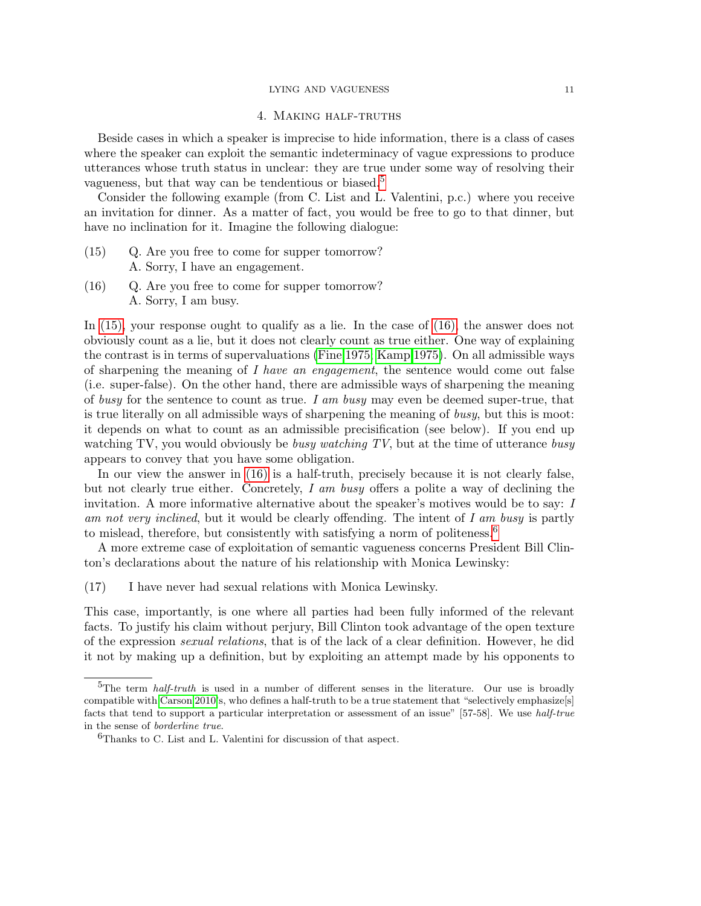## 4. Making half-truths

Beside cases in which a speaker is imprecise to hide information, there is a class of cases where the speaker can exploit the semantic indeterminacy of vague expressions to produce utterances whose truth status in unclear: they are true under some way of resolving their vagueness, but that way can be tendentious or biased.[5]

Consider the following example (from C. List and L. Valentini, p.c.) where you receive an invitation for dinner. As a matter of fact, you would be free to go to that dinner, but have no inclination for it. Imagine the following dialogue:

(15) Q. Are you free to come for supper tomorrow?
A. Sorry, I have an engagement.

(16) Q. Are you free to come for supper tomorrow?
A. Sorry, I am busy.

In (15), your response ought to qualify as a lie. In the case of (16), the answer does not obviously count as a lie, but it does not clearly count as true either. One way of explaining the contrast is in terms of supervaluations (Fine 1975, Kamp 1975). On all admissible ways of sharpening the meaning of *I have an engagement*, the sentence would come out false (i.e. super-false). On the other hand, there are admissible ways of sharpening the meaning of *busy* for the sentence to count as true. *I am busy* may even be deemed super-true, that is true literally on all admissible ways of sharpening the meaning of *busy*, but this is moot: it depends on what to count as an admissible precisification (see below). If you end up watching TV, you would obviously be *busy watching TV*, but at the time of utterance *busy* appears to convey that you have some obligation.

In our view the answer in (16) is a half-truth, precisely because it is not clearly false, but not clearly true either. Concretely, *I am busy* offers a polite a way of declining the invitation. A more informative alternative about the speaker's motives would be to say: *I am not very inclined*, but it would be clearly offending. The intent of *I am busy* is partly to mislead, therefore, but consistently with satisfying a norm of politeness.[6]

A more extreme case of exploitation of semantic vagueness concerns President Bill Clinton's declarations about the nature of his relationship with Monica Lewinsky:

(17) I have never had sexual relations with Monica Lewinsky.

This case, importantly, is one where all parties had been fully informed of the relevant facts. To justify his claim without perjury, Bill Clinton took advantage of the open texture of the expression *sexual relations*, that is of the lack of a clear definition. However, he did it not by making up a definition, but by exploiting an attempt made by his opponents to

---

[5] The term *half-truth* is used in a number of different senses in the literature. Our use is broadly compatible with Carson 2010's, who defines a half-truth to be a true statement that "selectively emphasize[s] facts that tend to support a particular interpretation or assessment of an issue" [57-58]. We use *half-true* in the sense of *borderline true*.

[6] Thanks to C. List and L. Valentini for discussion of that aspect.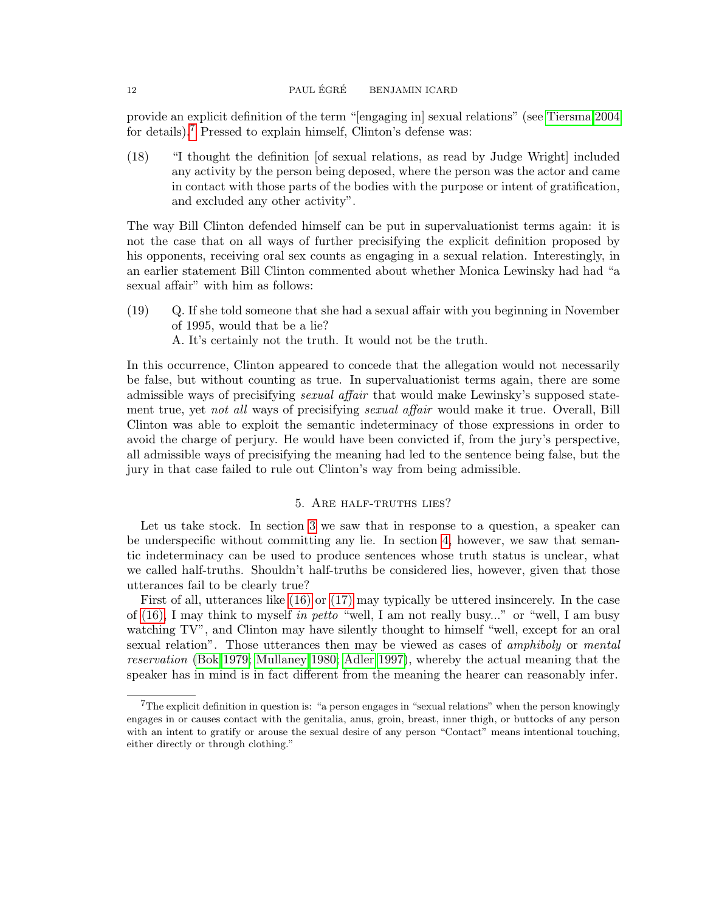provide an explicit definition of the term "[engaging in] sexual relations" (see Tiersma 2004 for details).[7] Pressed to explain himself, Clinton's defense was:

(18) "I thought the definition [of sexual relations, as read by Judge Wright] included any activity by the person being deposed, where the person was the actor and came in contact with those parts of the bodies with the purpose or intent of gratification, and excluded any other activity".

The way Bill Clinton defended himself can be put in supervaluationist terms again: it is not the case that on all ways of further precisifying the explicit definition proposed by his opponents, receiving oral sex counts as engaging in a sexual relation. Interestingly, in an earlier statement Bill Clinton commented about whether Monica Lewinsky had had "a sexual affair" with him as follows:

(19) Q. If she told someone that she had a sexual affair with you beginning in November of 1995, would that be a lie?
A. It's certainly not the truth. It would not be the truth.

In this occurrence, Clinton appeared to concede that the allegation would not necessarily be false, but without counting as true. In supervaluationist terms again, there are some admissible ways of precisifying *sexual affair* that would make Lewinsky's supposed statement true, yet *not all* ways of precisifying *sexual affair* would make it true. Overall, Bill Clinton was able to exploit the semantic indeterminacy of those expressions in order to avoid the charge of perjury. He would have been convicted if, from the jury's perspective, all admissible ways of precisifying the meaning had led to the sentence being false, but the jury in that case failed to rule out Clinton's way from being admissible.

## 5. Are half-truths lies?

Let us take stock. In section 3 we saw that in response to a question, a speaker can be underspecific without committing any lie. In section 4, however, we saw that semantic indeterminacy can be used to produce sentences whose truth status is unclear, what we called half-truths. Shouldn't half-truths be considered lies, however, given that those utterances fail to be clearly true?

First of all, utterances like (16) or (17) may typically be uttered insincerely. In the case of (16), I may think to myself *in petto* "well, I am not really busy..." or "well, I am busy watching TV", and Clinton may have silently thought to himself "well, except for an oral sexual relation". Those utterances then may be viewed as cases of *amphiboly* or *mental reservation* (Bok 1979; Mullaney 1980; Adler 1997), whereby the actual meaning that the speaker has in mind is in fact different from the meaning the hearer can reasonably infer.

---

[7] The explicit definition in question is: "a person engages in "sexual relations" when the person knowingly engages in or causes contact with the genitalia, anus, groin, breast, inner thigh, or buttocks of any person with an intent to gratify or arouse the sexual desire of any person "Contact" means intentional touching, either directly or through clothing."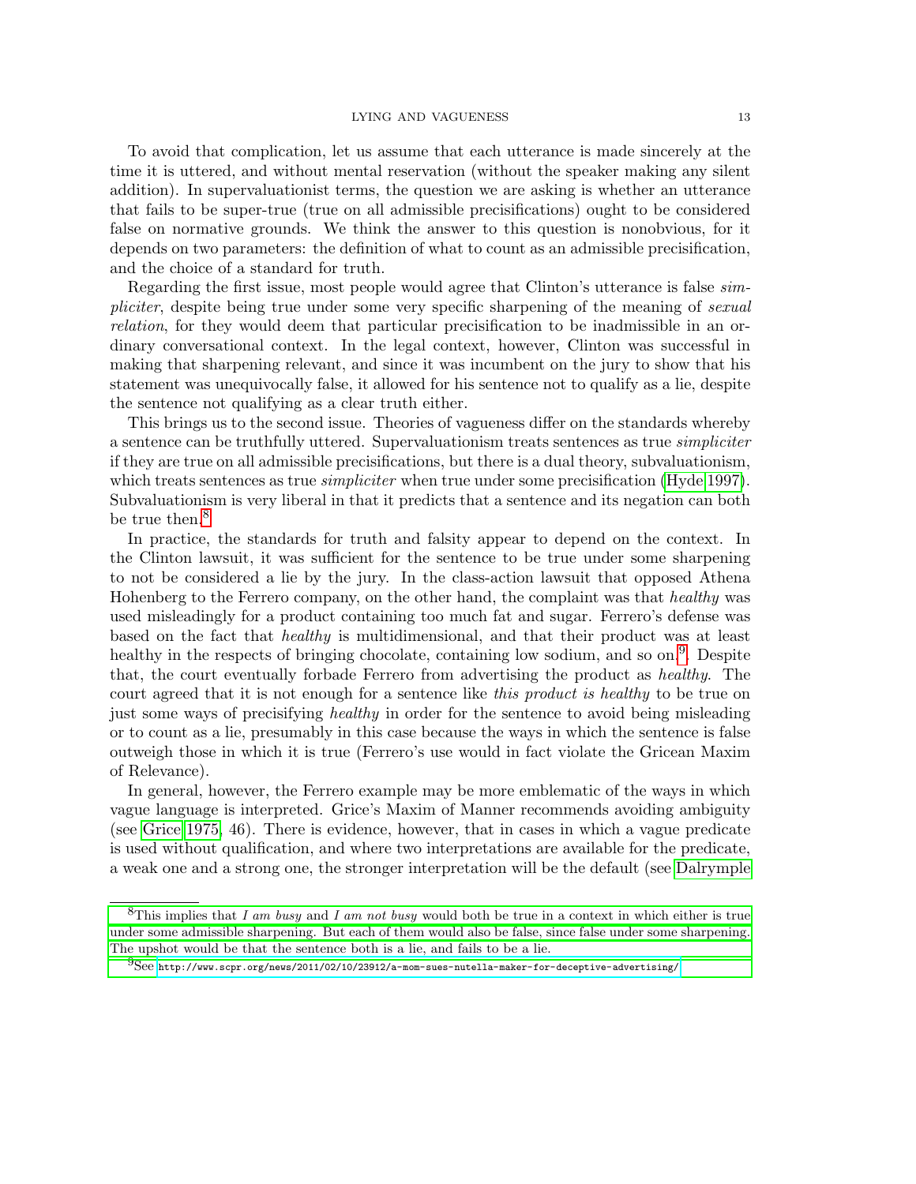To avoid that complication, let us assume that each utterance is made sincerely at the time it is uttered, and without mental reservation (without the speaker making any silent addition). In supervaluationist terms, the question we are asking is whether an utterance that fails to be super-true (true on all admissible precisifications) ought to be considered false on normative grounds. We think the answer to this question is nonobvious, for it depends on two parameters: the definition of what to count as an admissible precisification, and the choice of a standard for truth.

Regarding the first issue, most people would agree that Clinton's utterance is false *simpliciter*, despite being true under some very specific sharpening of the meaning of *sexual relation*, for they would deem that particular precisification to be inadmissible in an ordinary conversational context. In the legal context, however, Clinton was successful in making that sharpening relevant, and since it was incumbent on the jury to show that his statement was unequivocally false, it allowed for his sentence not to qualify as a lie, despite the sentence not qualifying as a clear truth either.

This brings us to the second issue. Theories of vagueness differ on the standards whereby a sentence can be truthfully uttered. Supervaluationism treats sentences as true *simpliciter* if they are true on all admissible precisifications, but there is a dual theory, subvaluationism, which treats sentences as true *simpliciter* when true under some precisification (Hyde 1997). Subvaluationism is very liberal in that it predicts that a sentence and its negation can both be true then.[8]

In practice, the standards for truth and falsity appear to depend on the context. In the Clinton lawsuit, it was sufficient for the sentence to be true under some sharpening to not be considered a lie by the jury. In the class-action lawsuit that opposed Athena Hohenberg to the Ferrero company, on the other hand, the complaint was that *healthy* was used misleadingly for a product containing too much fat and sugar. Ferrero's defense was based on the fact that *healthy* is multidimensional, and that their product was at least healthy in the respects of bringing chocolate, containing low sodium, and so on.[9]. Despite that, the court eventually forbade Ferrero from advertising the product as *healthy*. The court agreed that it is not enough for a sentence like *this product is healthy* to be true on just some ways of precisifying *healthy* in order for the sentence to avoid being misleading or to count as a lie, presumably in this case because the ways in which the sentence is false outweigh those in which it is true (Ferrero's use would in fact violate the Gricean Maxim of Relevance).

In general, however, the Ferrero example may be more emblematic of the ways in which vague language is interpreted. Grice's Maxim of Manner recommends avoiding ambiguity (see Grice 1975, 46). There is evidence, however, that in cases in which a vague predicate is used without qualification, and where two interpretations are available for the predicate, a weak one and a strong one, the stronger interpretation will be the default (see Dalrymple

[8] This implies that *I am busy* and *I am not busy* would both be true in a context in which either is true under some admissible sharpening. But each of them would also be false, since false under some sharpening. The upshot would be that the sentence both is a lie, and fails to be a lie.

[9] See http://www.scpr.org/news/2011/02/10/23912/a-mom-sues-nutella-maker-for-deceptive-advertising/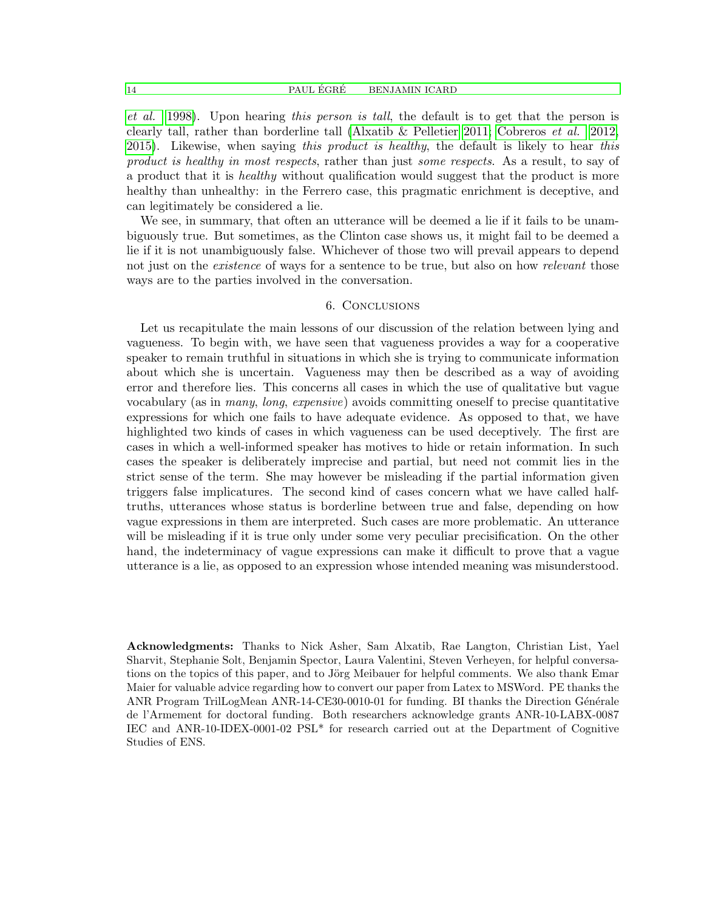*et al.* 1998). Upon hearing *this person is tall*, the default is to get that the person is clearly tall, rather than borderline tall (Alxatib & Pelletier 2011; Cobreros *et al.* 2012, 2015). Likewise, when saying *this product is healthy*, the default is likely to hear *this product is healthy in most respects*, rather than just *some respects*. As a result, to say of a product that it is *healthy* without qualification would suggest that the product is more healthy than unhealthy: in the Ferrero case, this pragmatic enrichment is deceptive, and can legitimately be considered a lie.

We see, in summary, that often an utterance will be deemed a lie if it fails to be unambiguously true. But sometimes, as the Clinton case shows us, it might fail to be deemed a lie if it is not unambiguously false. Whichever of those two will prevail appears to depend not just on the *existence* of ways for a sentence to be true, but also on how *relevant* those ways are to the parties involved in the conversation.

## 6. Conclusions

Let us recapitulate the main lessons of our discussion of the relation between lying and vagueness. To begin with, we have seen that vagueness provides a way for a cooperative speaker to remain truthful in situations in which she is trying to communicate information about which she is uncertain. Vagueness may then be described as a way of avoiding error and therefore lies. This concerns all cases in which the use of qualitative but vague vocabulary (as in *many*, *long*, *expensive*) avoids committing oneself to precise quantitative expressions for which one fails to have adequate evidence. As opposed to that, we have highlighted two kinds of cases in which vagueness can be used deceptively. The first are cases in which a well-informed speaker has motives to hide or retain information. In such cases the speaker is deliberately imprecise and partial, but need not commit lies in the strict sense of the term. She may however be misleading if the partial information given triggers false implicatures. The second kind of cases concern what we have called half-truths, utterances whose status is borderline between true and false, depending on how vague expressions in them are interpreted. Such cases are more problematic. An utterance will be misleading if it is true only under some very peculiar precisification. On the other hand, the indeterminacy of vague expressions can make it difficult to prove that a vague utterance is a lie, as opposed to an expression whose intended meaning was misunderstood.

**Acknowledgments:** Thanks to Nick Asher, Sam Alxatib, Rae Langton, Christian List, Yael Sharvit, Stephanie Solt, Benjamin Spector, Laura Valentini, Steven Verheyen, for helpful conversations on the topics of this paper, and to Jörg Meibauer for helpful comments. We also thank Emar Maier for valuable advice regarding how to convert our paper from Latex to MSWord. PE thanks the ANR Program TrilLogMean ANR-14-CE30-0010-01 for funding. BI thanks the Direction Générale de l'Armement for doctoral funding. Both researchers acknowledge grants ANR-10-LABX-0087 IEC and ANR-10-IDEX-0001-02 PSL* for research carried out at the Department of Cognitive Studies of ENS.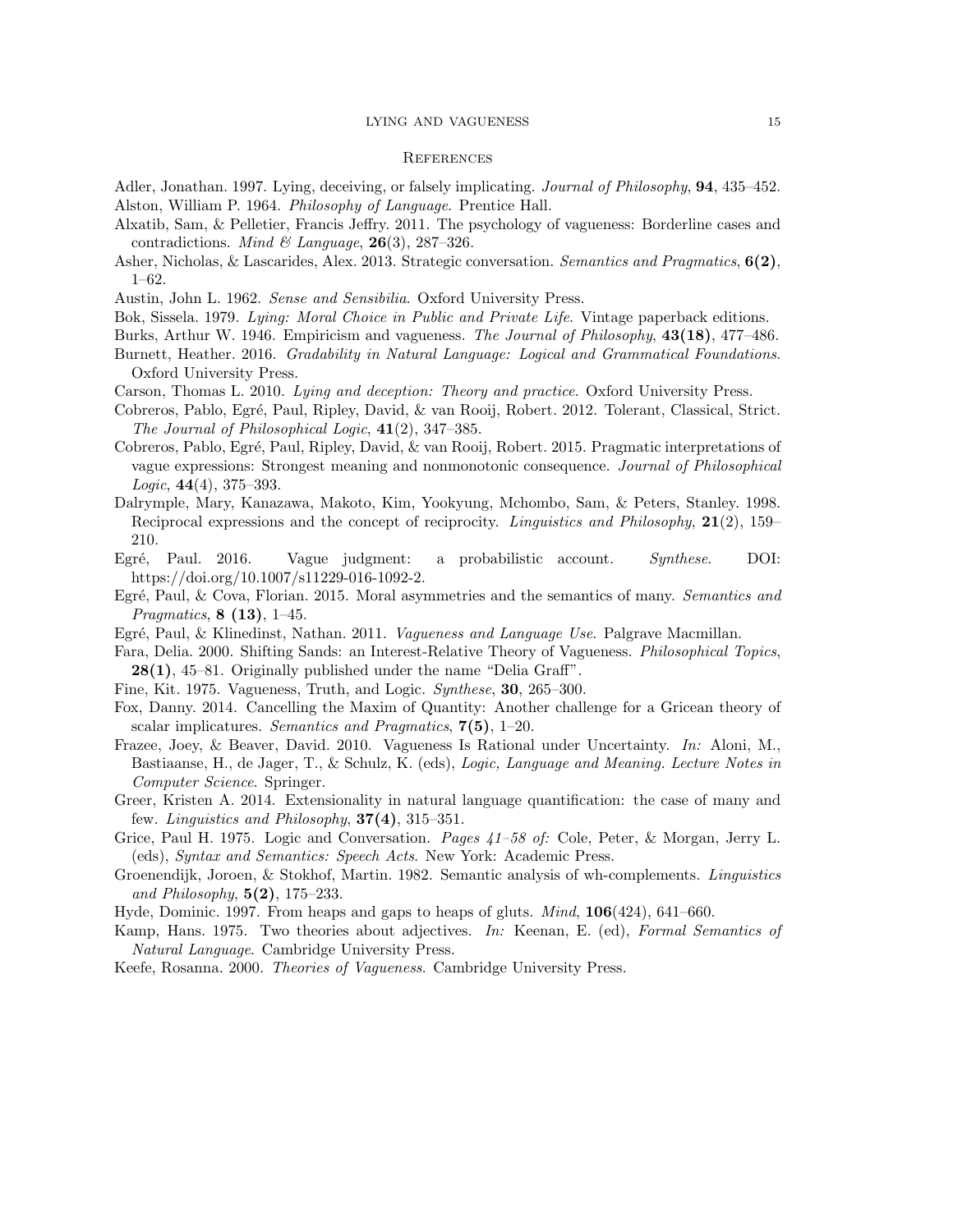## References

Adler, Jonathan. 1997. Lying, deceiving, or falsely implicating. *Journal of Philosophy*, **94**, 435–452.

Alston, William P. 1964. *Philosophy of Language*. Prentice Hall.

Alxatib, Sam, & Pelletier, Francis Jeffry. 2011. The psychology of vagueness: Borderline cases and contradictions. *Mind & Language*, **26**(3), 287–326.

Asher, Nicholas, & Lascarides, Alex. 2013. Strategic conversation. *Semantics and Pragmatics*, **6(2)**, 1–62.

Austin, John L. 1962. *Sense and Sensibilia*. Oxford University Press.

Bok, Sissela. 1979. *Lying: Moral Choice in Public and Private Life*. Vintage paperback editions.

Burks, Arthur W. 1946. Empiricism and vagueness. *The Journal of Philosophy*, **43(18)**, 477–486.

Burnett, Heather. 2016. *Gradability in Natural Language: Logical and Grammatical Foundations*. Oxford University Press.

Carson, Thomas L. 2010. *Lying and deception: Theory and practice*. Oxford University Press.

Cobreros, Pablo, Egré, Paul, Ripley, David, & van Rooij, Robert. 2012. Tolerant, Classical, Strict. *The Journal of Philosophical Logic*, **41**(2), 347–385.

Cobreros, Pablo, Egré, Paul, Ripley, David, & van Rooij, Robert. 2015. Pragmatic interpretations of vague expressions: Strongest meaning and nonmonotonic consequence. *Journal of Philosophical Logic*, **44**(4), 375–393.

Dalrymple, Mary, Kanazawa, Makoto, Kim, Yookyung, Mchombo, Sam, & Peters, Stanley. 1998. Reciprocal expressions and the concept of reciprocity. *Linguistics and Philosophy*, **21**(2), 159–210.

Egré, Paul. 2016. Vague judgment: a probabilistic account. *Synthese*. DOI: https://doi.org/10.1007/s11229-016-1092-2.

Egré, Paul, & Cova, Florian. 2015. Moral asymmetries and the semantics of many. *Semantics and Pragmatics*, **8 (13)**, 1–45.

Egré, Paul, & Klinedinst, Nathan. 2011. *Vagueness and Language Use*. Palgrave Macmillan.

Fara, Delia. 2000. Shifting Sands: an Interest-Relative Theory of Vagueness. *Philosophical Topics*, **28(1)**, 45–81. Originally published under the name "Delia Graff".

Fine, Kit. 1975. Vagueness, Truth, and Logic. *Synthese*, **30**, 265–300.

Fox, Danny. 2014. Cancelling the Maxim of Quantity: Another challenge for a Gricean theory of scalar implicatures. *Semantics and Pragmatics*, **7(5)**, 1–20.

Frazee, Joey, & Beaver, David. 2010. Vagueness Is Rational under Uncertainty. *In:* Aloni, M., Bastiaanse, H., de Jager, T., & Schulz, K. (eds), *Logic, Language and Meaning. Lecture Notes in Computer Science*. Springer.

Greer, Kristen A. 2014. Extensionality in natural language quantification: the case of many and few. *Linguistics and Philosophy*, **37(4)**, 315–351.

Grice, Paul H. 1975. Logic and Conversation. *Pages 41–58 of:* Cole, Peter, & Morgan, Jerry L. (eds), *Syntax and Semantics: Speech Acts*. New York: Academic Press.

Groenendijk, Joroen, & Stokhof, Martin. 1982. Semantic analysis of wh-complements. *Linguistics and Philosophy*, **5(2)**, 175–233.

Hyde, Dominic. 1997. From heaps and gaps to heaps of gluts. *Mind*, **106**(424), 641–660.

Kamp, Hans. 1975. Two theories about adjectives. *In:* Keenan, E. (ed), *Formal Semantics of Natural Language*. Cambridge University Press.

Keefe, Rosanna. 2000. *Theories of Vagueness*. Cambridge University Press.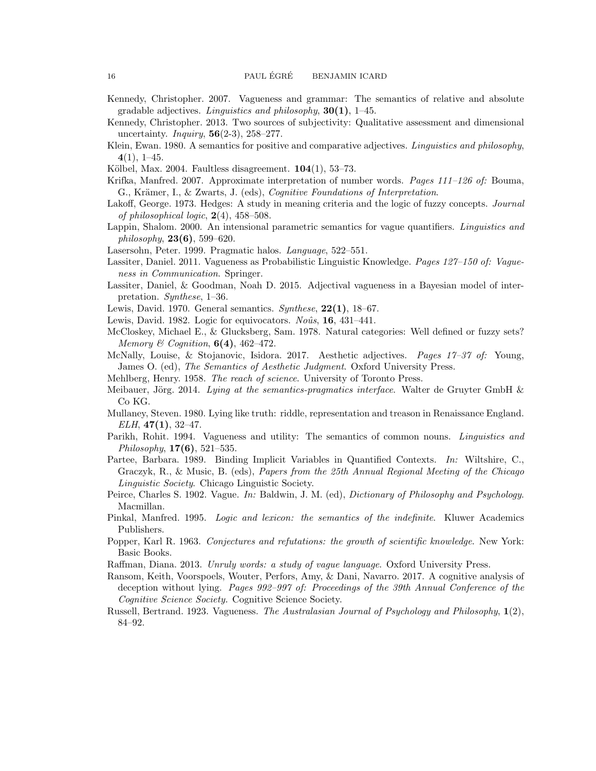Kennedy, Christopher. 2007. Vagueness and grammar: The semantics of relative and absolute gradable adjectives. *Linguistics and philosophy*, **30(1)**, 1–45.

Kennedy, Christopher. 2013. Two sources of subjectivity: Qualitative assessment and dimensional uncertainty. *Inquiry*, **56**(2-3), 258–277.

Klein, Ewan. 1980. A semantics for positive and comparative adjectives. *Linguistics and philosophy*, **4**(1), 1–45.

Kölbel, Max. 2004. Faultless disagreement. **104**(1), 53–73.

Krifka, Manfred. 2007. Approximate interpretation of number words. *Pages 111–126 of:* Bouma, G., Krämer, I., & Zwarts, J. (eds), *Cognitive Foundations of Interpretation*.

Lakoff, George. 1973. Hedges: A study in meaning criteria and the logic of fuzzy concepts. *Journal of philosophical logic*, **2**(4), 458–508.

Lappin, Shalom. 2000. An intensional parametric semantics for vague quantifiers. *Linguistics and philosophy*, **23(6)**, 599–620.

Lasersohn, Peter. 1999. Pragmatic halos. *Language*, 522–551.

Lassiter, Daniel. 2011. Vagueness as Probabilistic Linguistic Knowledge. *Pages 127–150 of: Vagueness in Communication*. Springer.

Lassiter, Daniel, & Goodman, Noah D. 2015. Adjectival vagueness in a Bayesian model of interpretation. *Synthese*, 1–36.

Lewis, David. 1970. General semantics. *Synthese*, **22(1)**, 18–67.

Lewis, David. 1982. Logic for equivocators. *Noûs*, **16**, 431–441.

McCloskey, Michael E., & Glucksberg, Sam. 1978. Natural categories: Well defined or fuzzy sets? *Memory & Cognition*, **6(4)**, 462–472.

McNally, Louise, & Stojanovic, Isidora. 2017. Aesthetic adjectives. *Pages 17–37 of:* Young, James O. (ed), *The Semantics of Aesthetic Judgment*. Oxford University Press.

Mehlberg, Henry. 1958. *The reach of science*. University of Toronto Press.

Meibauer, Jörg. 2014. *Lying at the semantics-pragmatics interface*. Walter de Gruyter GmbH & Co KG.

Mullaney, Steven. 1980. Lying like truth: riddle, representation and treason in Renaissance England. *ELH*, **47(1)**, 32–47.

Parikh, Rohit. 1994. Vagueness and utility: The semantics of common nouns. *Linguistics and Philosophy*, **17(6)**, 521–535.

Partee, Barbara. 1989. Binding Implicit Variables in Quantified Contexts. *In:* Wiltshire, C., Graczyk, R., & Music, B. (eds), *Papers from the 25th Annual Regional Meeting of the Chicago Linguistic Society*. Chicago Linguistic Society.

Peirce, Charles S. 1902. Vague. *In:* Baldwin, J. M. (ed), *Dictionary of Philosophy and Psychology*. Macmillan.

Pinkal, Manfred. 1995. *Logic and lexicon: the semantics of the indefinite*. Kluwer Academics Publishers.

Popper, Karl R. 1963. *Conjectures and refutations: the growth of scientific knowledge*. New York: Basic Books.

Raffman, Diana. 2013. *Unruly words: a study of vague language*. Oxford University Press.

Ransom, Keith, Voorspoels, Wouter, Perfors, Amy, & Dani, Navarro. 2017. A cognitive analysis of deception without lying. *Pages 992–997 of: Proceedings of the 39th Annual Conference of the Cognitive Science Society*. Cognitive Science Society.

Russell, Bertrand. 1923. Vagueness. *The Australasian Journal of Psychology and Philosophy*, **1**(2), 84–92.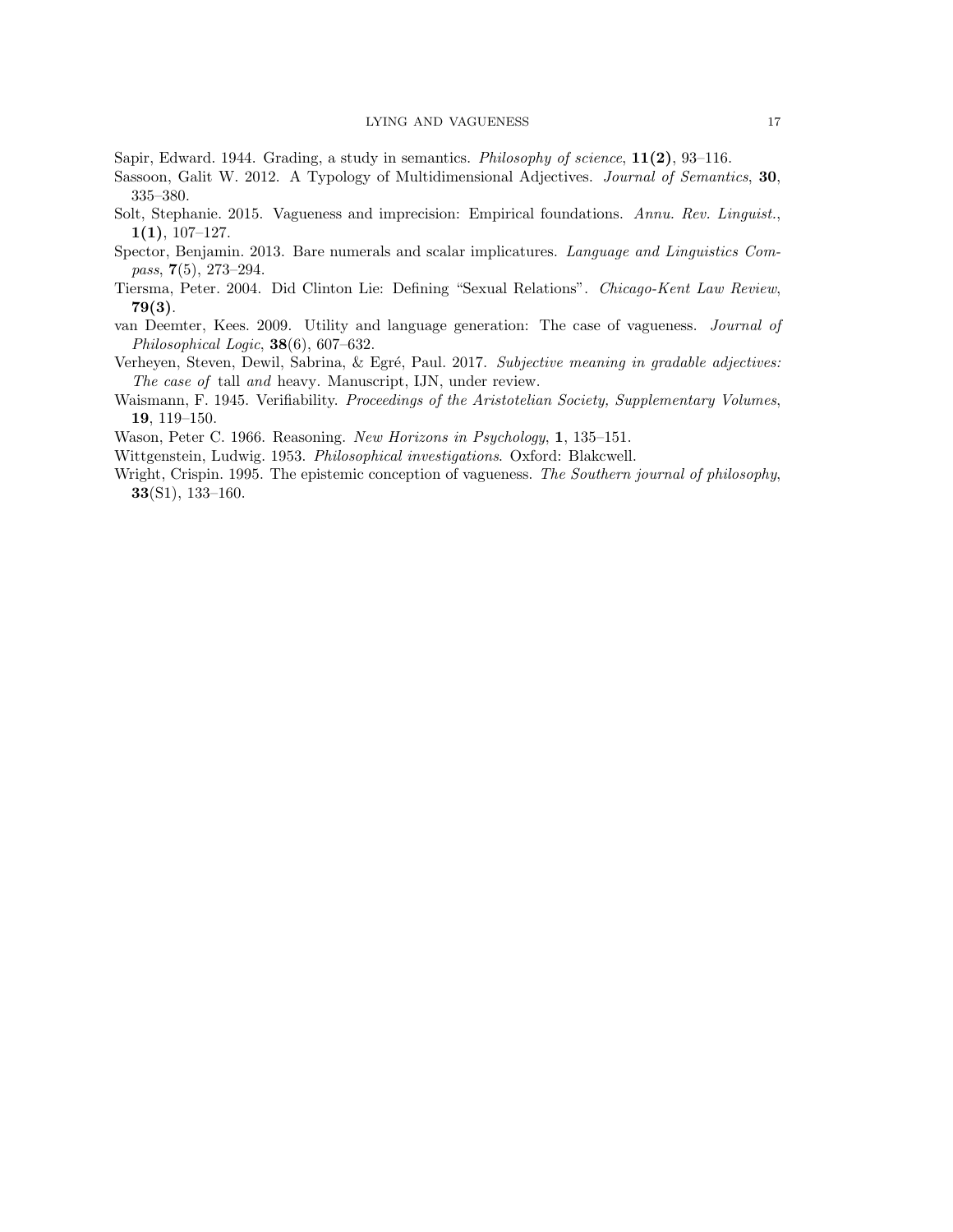Sapir, Edward. 1944. Grading, a study in semantics. *Philosophy of science*, **11(2)**, 93–116.

Sassoon, Galit W. 2012. A Typology of Multidimensional Adjectives. *Journal of Semantics*, **30**, 335–380.

Solt, Stephanie. 2015. Vagueness and imprecision: Empirical foundations. *Annu. Rev. Linguist.*, **1(1)**, 107–127.

Spector, Benjamin. 2013. Bare numerals and scalar implicatures. *Language and Linguistics Compass*, **7**(5), 273–294.

Tiersma, Peter. 2004. Did Clinton Lie: Defining "Sexual Relations". *Chicago-Kent Law Review*, **79(3)**.

van Deemter, Kees. 2009. Utility and language generation: The case of vagueness. *Journal of Philosophical Logic*, **38**(6), 607–632.

Verheyen, Steven, Dewil, Sabrina, & Egré, Paul. 2017. *Subjective meaning in gradable adjectives: The case of* tall *and* heavy. Manuscript, IJN, under review.

Waismann, F. 1945. Verifiability. *Proceedings of the Aristotelian Society, Supplementary Volumes*, **19**, 119–150.

Wason, Peter C. 1966. Reasoning. *New Horizons in Psychology*, **1**, 135–151.

Wittgenstein, Ludwig. 1953. *Philosophical investigations*. Oxford: Blakcwell.

Wright, Crispin. 1995. The epistemic conception of vagueness. *The Southern journal of philosophy*, **33**(S1), 133–160.